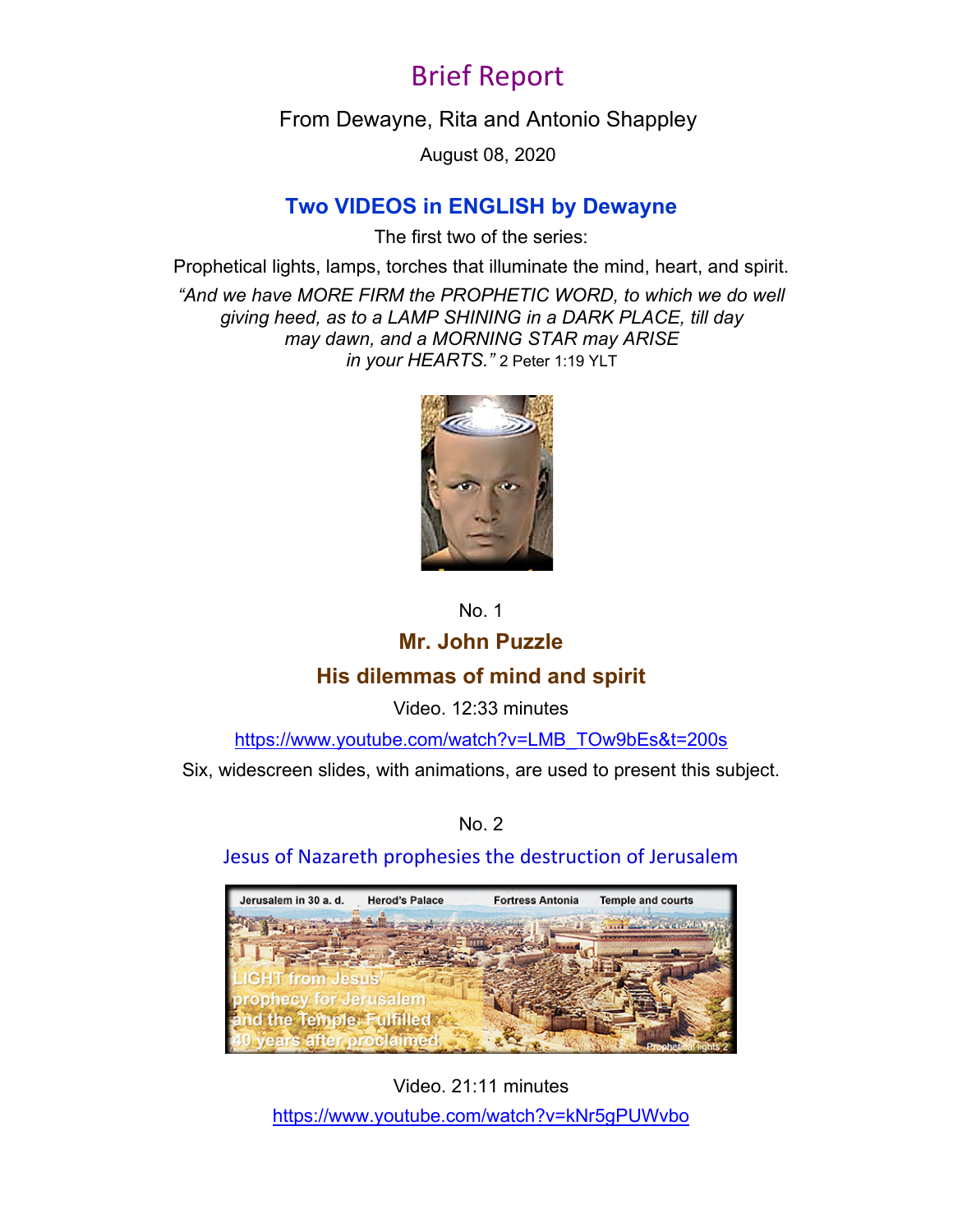# Brief Report

From Dewayne, Rita and Antonio Shappley

August 08, 2020

## Two VIDEOS in ENGLISH by Dewayne

The first two of the series:

Prophetical lights, lamps, torches that illuminate the mind, heart, and spirit.

*"And we have MORE FIRM the PROPHETIC WORD, to which we do well giving heed, as to a LAMP SHINING in a DARK PLACE, till day may dawn, and a MORNING STAR may ARISE in your HEARTS."* 2 Peter 1:19 YLT

No. 1

### Mr. John Puzzle

### His dilemmas of mind and spirit

Video. 12:33 minutes

https://www.youtube.com/watch?v=LMB_TOw9bEs&t=200s

Six, widescreen slides, with animations, are used to present this subject.

No. 2

### Jesus of Nazareth prophesies the destruction of Jerusalem

Video. 21:11 minutes

https://www.youtube.com/watch?v=kNr5gPUWvbo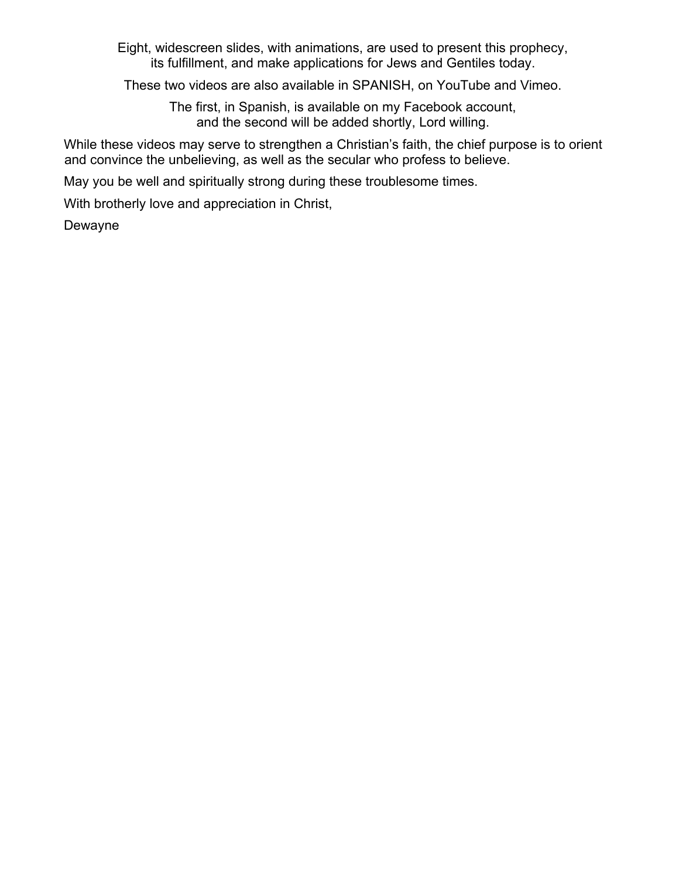Eight, widescreen slides, with animations, are used to present this prophecy, its fulfillment, and make applications for Jews and Gentiles today.

These two videos are also available in SPANISH, on YouTube and Vimeo.

The first, in Spanish, is available on my Facebook account, and the second will be added shortly, Lord willing.

While these videos may serve to strengthen a Christian's faith, the chief purpose is to orient and convince the unbelieving, as well as the secular who profess to believe.

May you be well and spiritually strong during these troublesome times.

With brotherly love and appreciation in Christ,

Dewayne